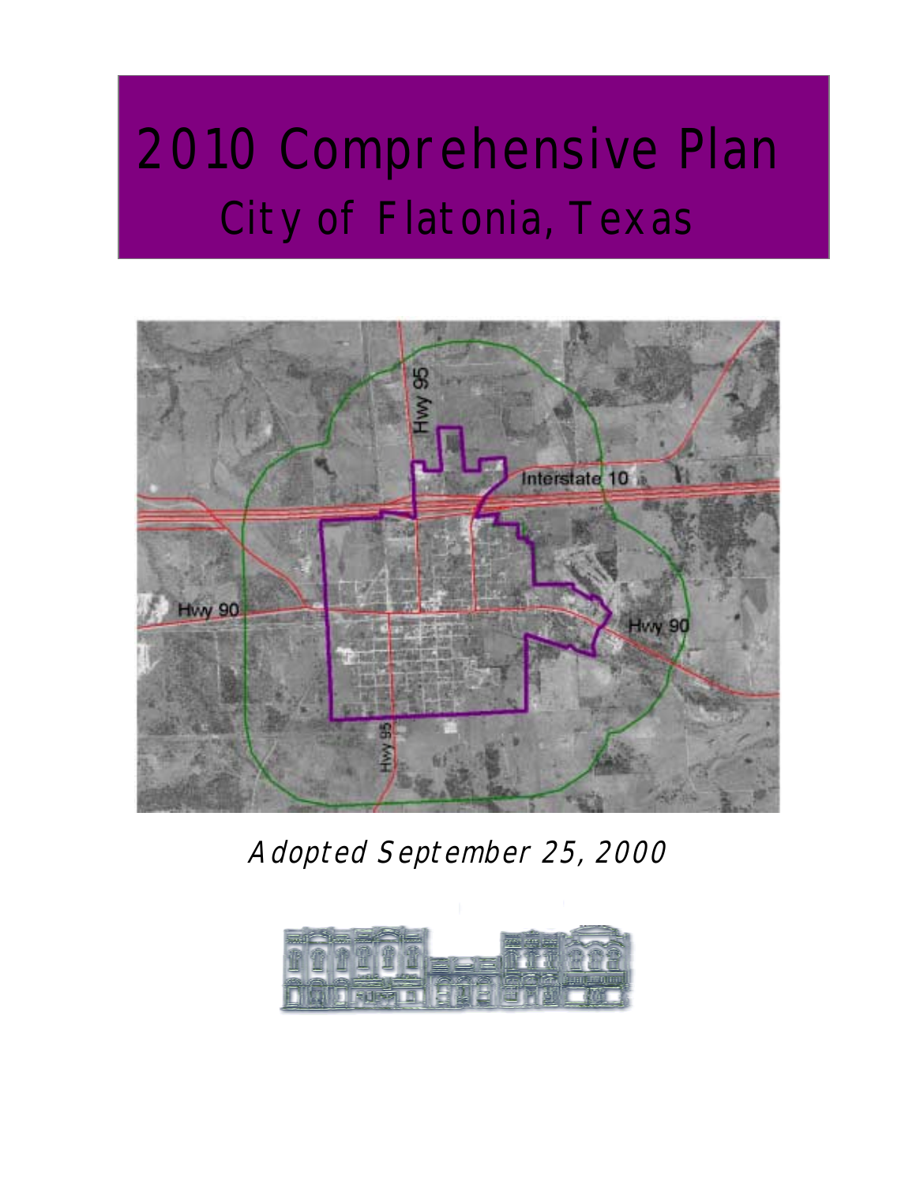# 2010 Comprehensive Plan

## City of Flatonia, Texas

*Adopted September 25, 2000*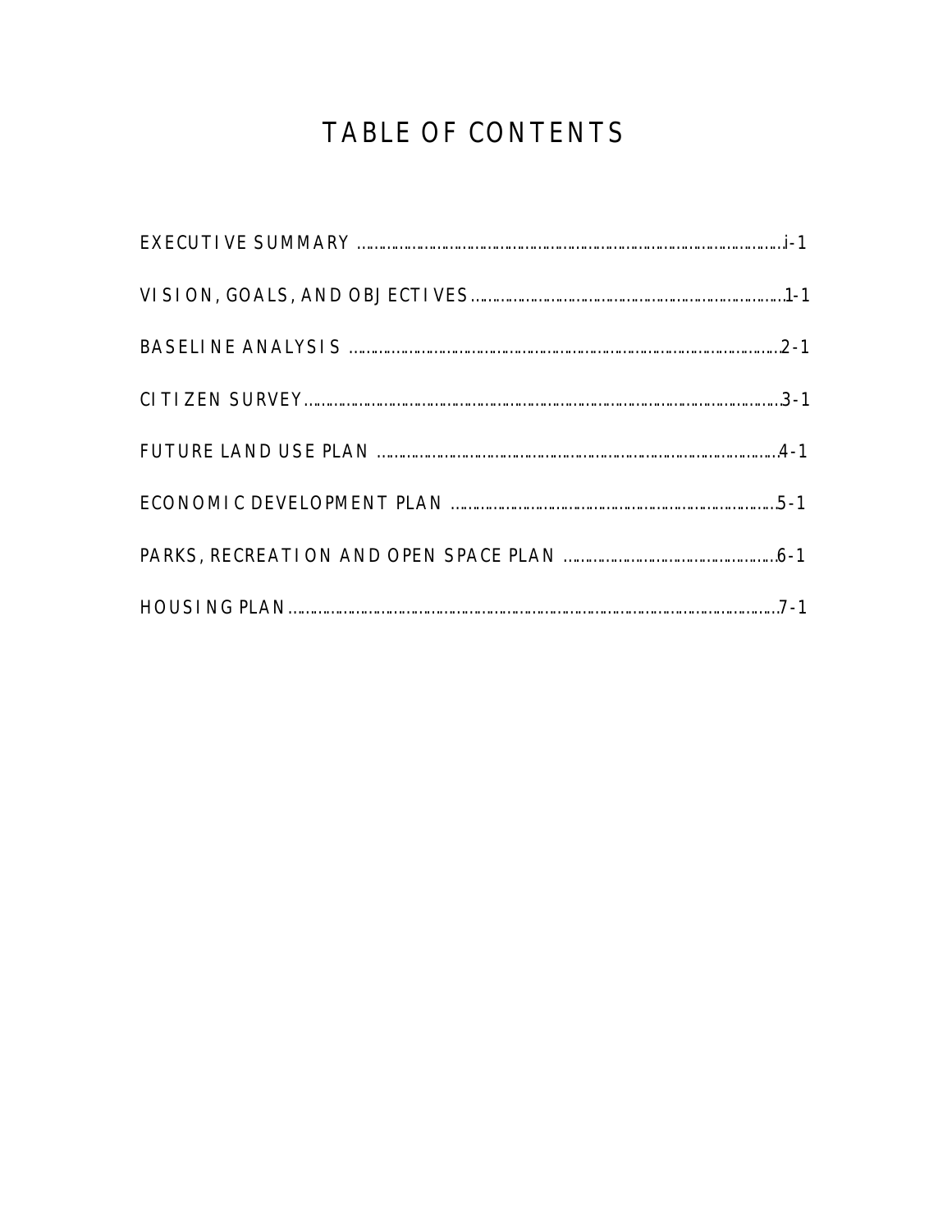# TABLE OF CONTENTS

EXECUTIVE SUMMARY ........................................................................................................i-1

VISION, GOALS, AND OBJECTIVES ....................................................................................1-1

BASELINE ANALYSIS ........................................................................................................2-1

CITIZEN SURVEY ..............................................................................................................3-1

FUTURE LAND USE PLAN ..................................................................................................4-1

ECONOMIC DEVELOPMENT PLAN .......................................................................................5-1

PARKS, RECREATION AND OPEN SPACE PLAN ....................................................................6-1

HOUSING PLAN ................................................................................................................7-1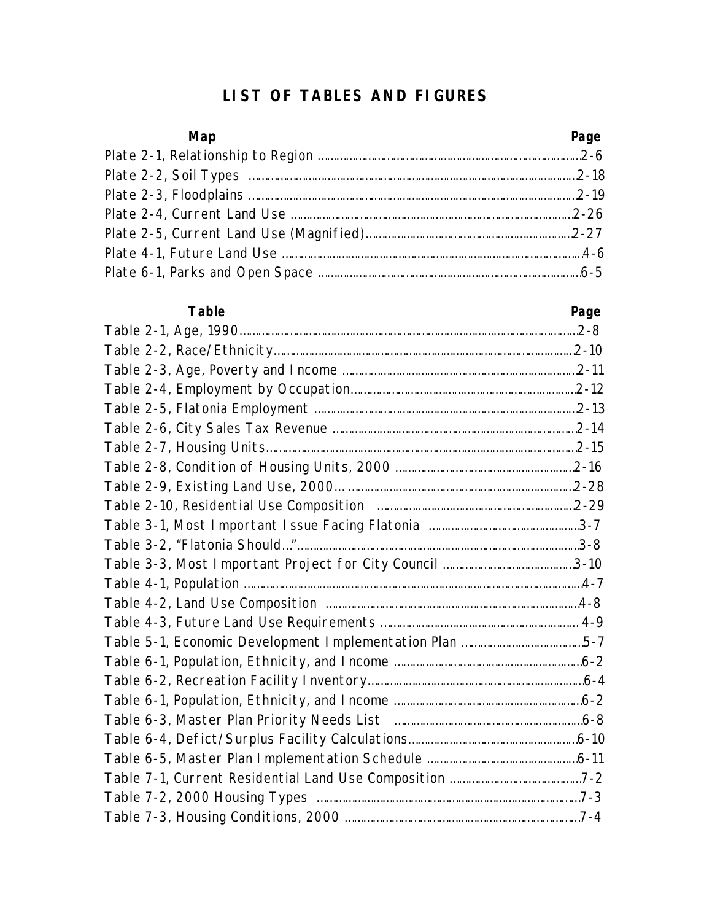# LIST OF TABLES AND FIGURES

| Map | Page |
|---|---|
| Plate 2-1, Relationship to Region | 2-6 |
| Plate 2-2, Soil Types | 2-18 |
| Plate 2-3, Floodplains | 2-19 |
| Plate 2-4, Current Land Use | 2-26 |
| Plate 2-5, Current Land Use (Magnified) | 2-27 |
| Plate 4-1, Future Land Use | 4-6 |
| Plate 6-1, Parks and Open Space | 6-5 |

| Table | Page |
|---|---|
| Table 2-1, Age, 1990 | 2-8 |
| Table 2-2, Race/Ethnicity | 2-10 |
| Table 2-3, Age, Poverty and Income | 2-11 |
| Table 2-4, Employment by Occupation | 2-12 |
| Table 2-5, Flatonia Employment | 2-13 |
| Table 2-6, City Sales Tax Revenue | 2-14 |
| Table 2-7, Housing Units | 2-15 |
| Table 2-8, Condition of Housing Units, 2000 | 2-16 |
| Table 2-9, Existing Land Use, 2000 | 2-28 |
| Table 2-10, Residential Use Composition | 2-29 |
| Table 3-1, Most Important Issue Facing Flatonia | 3-7 |
| Table 3-2, "Flatonia Should…" | 3-8 |
| Table 3-3, Most Important Project for City Council | 3-10 |
| Table 4-1, Population | 4-7 |
| Table 4-2, Land Use Composition | 4-8 |
| Table 4-3, Future Land Use Requirements | 4-9 |
| Table 5-1, Economic Development Implementation Plan | 5-7 |
| Table 6-1, Population, Ethnicity, and Income | 6-2 |
| Table 6-2, Recreation Facility Inventory | 6-4 |
| Table 6-1, Population, Ethnicity, and Income | 6-2 |
| Table 6-3, Master Plan Priority Needs List | 6-8 |
| Table 6-4, Defict/Surplus Facility Calculations | 6-10 |
| Table 6-5, Master Plan Implementation Schedule | 6-11 |
| Table 7-1, Current Residential Land Use Composition | 7-2 |
| Table 7-2, 2000 Housing Types | 7-3 |
| Table 7-3, Housing Conditions, 2000 | 7-4 |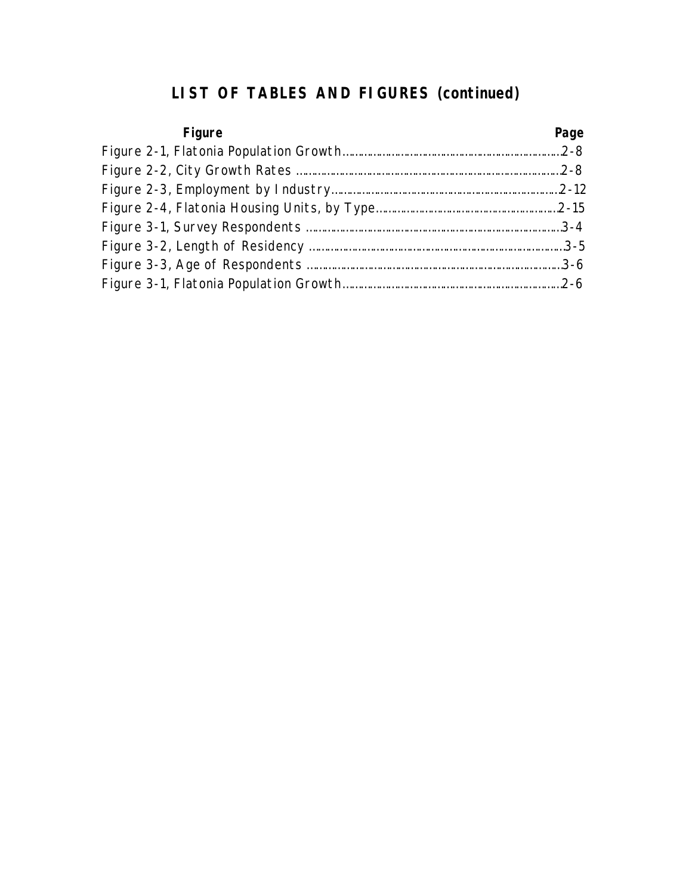# LIST OF TABLES AND FIGURES (continued)

| Figure | Page |
| --- | --- |
| Figure 2-1, Flatonia Population Growth | 2-8 |
| Figure 2-2, City Growth Rates | 2-8 |
| Figure 2-3, Employment by Industry | 2-12 |
| Figure 2-4, Flatonia Housing Units, by Type | 2-15 |
| Figure 3-1, Survey Respondents | 3-4 |
| Figure 3-2, Length of Residency | 3-5 |
| Figure 3-3, Age of Respondents | 3-6 |
| Figure 3-1, Flatonia Population Growth | 2-6 |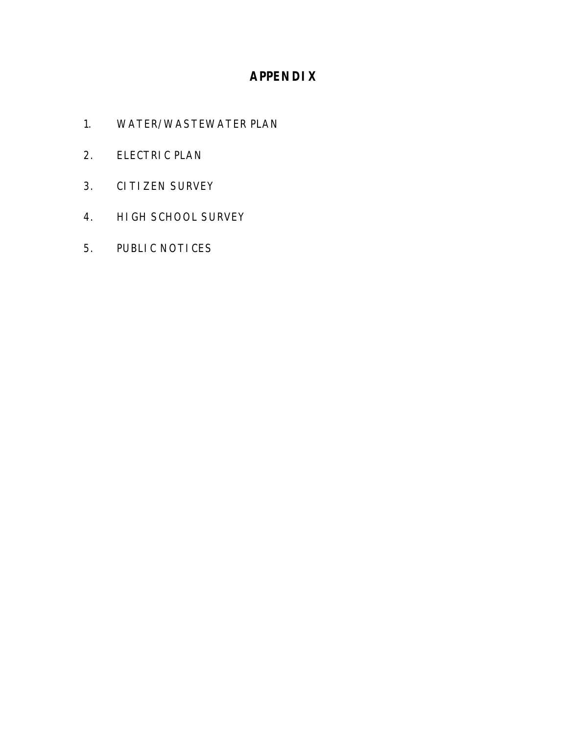# APPENDIX

1. WATER/WASTEWATER PLAN
2. ELECTRIC PLAN
3. CITIZEN SURVEY
4. HIGH SCHOOL SURVEY
5. PUBLIC NOTICES